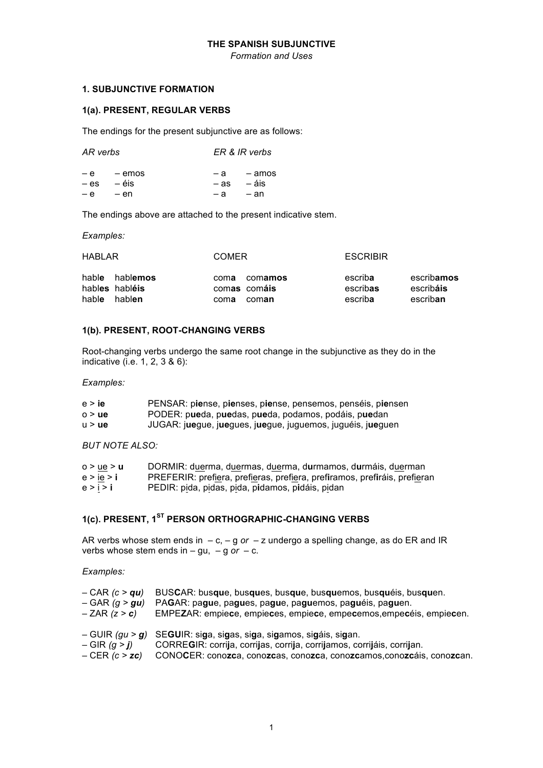# THE SPANISH SUBJUNCTIVE

*Formation and Uses*

## 1. SUBJUNCTIVE FORMATION

### 1(a). PRESENT, REGULAR VERBS

The endings for the present subjunctive are as follows:

| *AR verbs* | | *ER & IR verbs* | |
|---|---|---|---|
| – e | – emos | – a | – amos |
| – es | – éis | – as | – áis |
| – e | – en | – a | – an |

The endings above are attached to the present indicative stem.

*Examples:*

| HABLAR | | COMER | | ESCRIBIR | |
|---|---|---|---|---|---|
| habl**e** | habl**emos** | com**a** | com**amos** | escrib**a** | escrib**amos** |
| habl**es** | habl**éis** | com**as** | com**áis** | escrib**as** | escrib**áis** |
| habl**e** | habl**en** | com**a** | com**an** | escrib**a** | escrib**an** |

### 1(b). PRESENT, ROOT-CHANGING VERBS

Root-changing verbs undergo the same root change in the subjunctive as they do in the indicative (i.e. 1, 2, 3 & 6):

*Examples:*

| | |
|---|---|
| e > **ie** | PENSAR: p**ie**nse, p**ie**nses, p**ie**nse, pensemos, penséis, p**ie**nsen |
| o > **ue** | PODER: p**ue**da, p**ue**das, p**ue**da, podamos, podáis, p**ue**dan |
| u > **ue** | JUGAR: j**ue**gue, j**ue**gues, j**ue**gue, juguemos, juguéis, j**ue**guen |

*BUT NOTE ALSO:*

| | |
|---|---|
| o > <u>ue</u> > **u** | DORMIR: d<u>ue</u>rma, d<u>ue</u>rmas, d<u>ue</u>rma, d**u**rmamos, d**u**rmáis, d<u>ue</u>rman |
| e > <u>ie</u> > **i** | PREFERIR: pref<u>ie</u>ra, pref<u>ie</u>ras, pref<u>ie</u>ra, pref**i**ramos, pref**i**ráis, pref<u>ie</u>ran |
| e > <u>i</u> > **i** | PEDIR: p<u>i</u>da, p<u>i</u>das, p<u>i</u>da, p**i**damos, p**i**dáis, p<u>i</u>dan |

### 1(c). PRESENT, 1ST PERSON ORTHOGRAPHIC-CHANGING VERBS

AR verbs whose stem ends in – c, – g *or* – z undergo a spelling change, as do ER and IR verbs whose stem ends in – gu, – g *or* – c.

*Examples:*

| | |
|---|---|
| – CAR *(c > **qu**)* | BUS**C**AR: bus**qu**e, bus**qu**es, bus**qu**e, bus**qu**emos, bus**qu**éis, bus**qu**en. |
| – GAR *(g > **gu**)* | PA**G**AR: pa**gu**e, pa**gu**es, pa**gu**e, pa**gu**emos, pa**gu**éis, pa**gu**en. |
| – ZAR *(z > **c**)* | EMPE**Z**AR: empie**c**e, empie**c**es, empie**c**e, empe**c**emos, empe**c**éis, empie**c**en. |
| – GUIR *(gu > **g**)* | SE**GU**IR: si**g**a, si**g**as, si**g**a, si**g**amos, si**g**áis, si**g**an. |
| – GIR *(g > **j**)* | CORRE**G**IR: corri**j**a, corri**j**as, corri**j**a, corri**j**amos, corri**j**áis, corri**j**an. |
| – CER *(c > **zc**)* | CONO**C**ER: cono**zc**a, cono**zc**as, cono**zc**a, cono**zc**amos, cono**zc**áis, cono**zc**an. |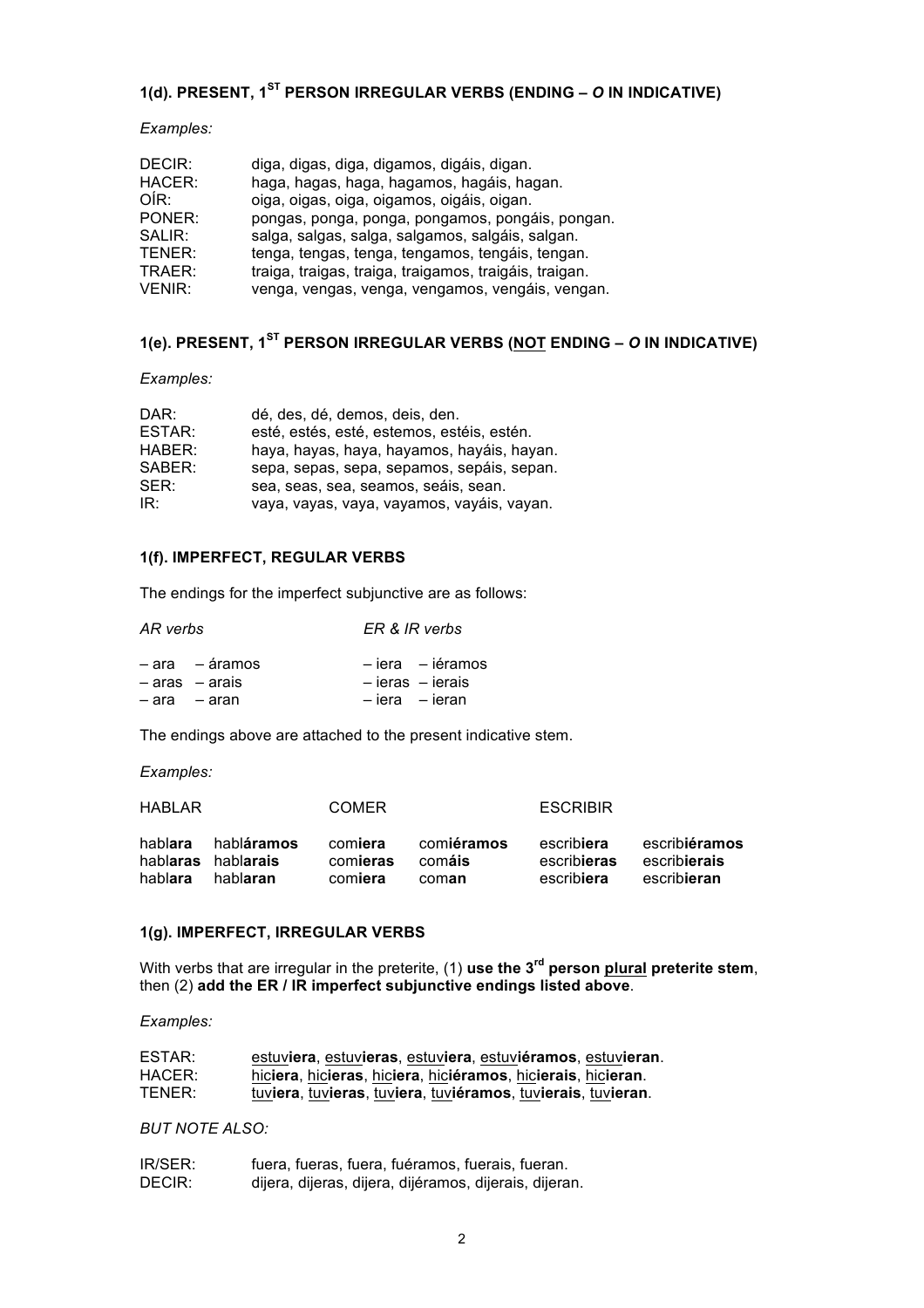## 1(d). PRESENT, 1[ST] PERSON IRREGULAR VERBS (ENDING – *O* IN INDICATIVE)

*Examples:*

| | |
|---|---|
| DECIR: | diga, digas, diga, digamos, digáis, digan. |
| HACER: | haga, hagas, haga, hagamos, hagáis, hagan. |
| OÍR: | oiga, oigas, oiga, oigamos, oigáis, oigan. |
| PONER: | pongas, ponga, ponga, pongamos, pongáis, pongan. |
| SALIR: | salga, salgas, salga, salgamos, salgáis, salgan. |
| TENER: | tenga, tengas, tenga, tengamos, tengáis, tengan. |
| TRAER: | traiga, traigas, traiga, traigamos, traigáis, traigan. |
| VENIR: | venga, vengas, venga, vengamos, vengáis, vengan. |

## 1(e). PRESENT, 1[ST] PERSON IRREGULAR VERBS (<u>NOT</u> ENDING – *O* IN INDICATIVE)

*Examples:*

| | |
|---|---|
| DAR: | dé, des, dé, demos, deis, den. |
| ESTAR: | esté, estés, esté, estemos, estéis, estén. |
| HABER: | haya, hayas, haya, hayamos, hayáis, hayan. |
| SABER: | sepa, sepas, sepa, sepamos, sepáis, sepan. |
| SER: | sea, seas, sea, seamos, seáis, sean. |
| IR: | vaya, vayas, vaya, vayamos, vayáis, vayan. |

## 1(f). IMPERFECT, REGULAR VERBS

The endings for the imperfect subjunctive are as follows:

| *AR verbs* | | *ER & IR verbs* | |
|---|---|---|---|
| – ara | – áramos | – iera | – iéramos |
| – aras | – arais | – ieras | – ierais |
| – ara | – aran | – iera | – ieran |

The endings above are attached to the present indicative stem.

*Examples:*

| HABLAR | | COMER | | ESCRIBIR | |
|---|---|---|---|---|---|
| habl**ara** | habl**áramos** | com**iera** | com**iéramos** | escrib**iera** | escrib**iéramos** |
| habl**aras** | habl**arais** | com**ieras** | com**áis** | escrib**ieras** | escrib**ierais** |
| habl**ara** | habl**aran** | com**iera** | com**an** | escrib**iera** | escrib**ieran** |

## 1(g). IMPERFECT, IRREGULAR VERBS

With verbs that are irregular in the preterite, (1) **use the 3[rd] person <u>plural</u> preterite stem**, then (2) **add the ER / IR imperfect subjunctive endings listed above**.

*Examples:*

| | |
|---|---|
| ESTAR: | <u>estuv</u>**iera**, <u>estuv</u>**ieras**, <u>estuv</u>**iera**, <u>estuv</u>**iéramos**, <u>estuv</u>**ieran**. |
| HACER: | <u>hic</u>**iera**, <u>hic</u>**ieras**, <u>hic</u>**iera**, <u>hic</u>**iéramos**, <u>hic</u>**ierais**, <u>hic</u>**ieran**. |
| TENER: | <u>tuv</u>**iera**, <u>tuv</u>**ieras**, <u>tuv</u>**iera**, <u>tuv</u>**iéramos**, <u>tuv</u>**ierais**, <u>tuv</u>**ieran**. |

*BUT NOTE ALSO:*

| | |
|---|---|
| IR/SER: | fuera, fueras, fuera, fuéramos, fuerais, fueran. |
| DECIR: | dijera, dijeras, dijera, dijéramos, dijerais, dijeran. |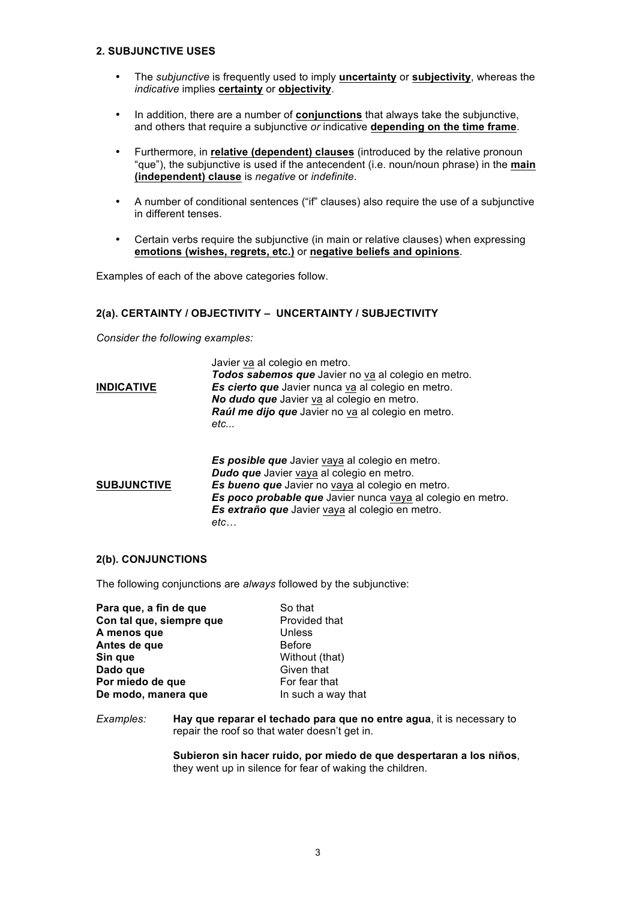### 2. SUBJUNCTIVE USES

- The *subjunctive* is frequently used to imply **uncertainty** or **subjectivity**, whereas the *indicative* implies **certainty** or **objectivity**.
- In addition, there are a number of **conjunctions** that always take the subjunctive, and others that require a subjunctive *or* indicative **depending on the time frame**.
- Furthermore, in **relative (dependent) clauses** (introduced by the relative pronoun "que"), the subjunctive is used if the antecendent (i.e. noun/noun phrase) in the **main (independent) clause** is *negative* or *indefinite*.
- A number of conditional sentences ("if" clauses) also require the use of a subjunctive in different tenses.
- Certain verbs require the subjunctive (in main or relative clauses) when expressing **emotions (wishes, regrets, etc.)** or **negative beliefs and opinions**.

Examples of each of the above categories follow.

### 2(a). CERTAINTY / OBJECTIVITY – UNCERTAINTY / SUBJECTIVITY

*Consider the following examples:*

**INDICATIVE**

Javier va al colegio en metro.
***Todos sabemos que*** Javier no va al colegio en metro.
***Es cierto que*** Javier nunca va al colegio en metro.
***No dudo que*** Javier va al colegio en metro.
***Raúl me dijo que*** Javier no va al colegio en metro.
*etc...*

**SUBJUNCTIVE**

***Es posible que*** Javier vaya al colegio en metro.
***Dudo que*** Javier vaya al colegio en metro.
***Es bueno que*** Javier no vaya al colegio en metro.
***Es poco probable que*** Javier nunca vaya al colegio en metro.
***Es extraño que*** Javier vaya al colegio en metro.
*etc…*

### 2(b). CONJUNCTIONS

The following conjunctions are *always* followed by the subjunctive:

| | |
|---|---|
| **Para que, a fin de que** | So that |
| **Con tal que, siempre que** | Provided that |
| **A menos que** | Unless |
| **Antes de que** | Before |
| **Sin que** | Without (that) |
| **Dado que** | Given that |
| **Por miedo de que** | For fear that |
| **De modo, manera que** | In such a way that |

*Examples:* **Hay que reparar el techado para que no entre agua**, it is necessary to repair the roof so that water doesn't get in.

**Subieron sin hacer ruido, por miedo de que despertaran a los niños**, they went up in silence for fear of waking the children.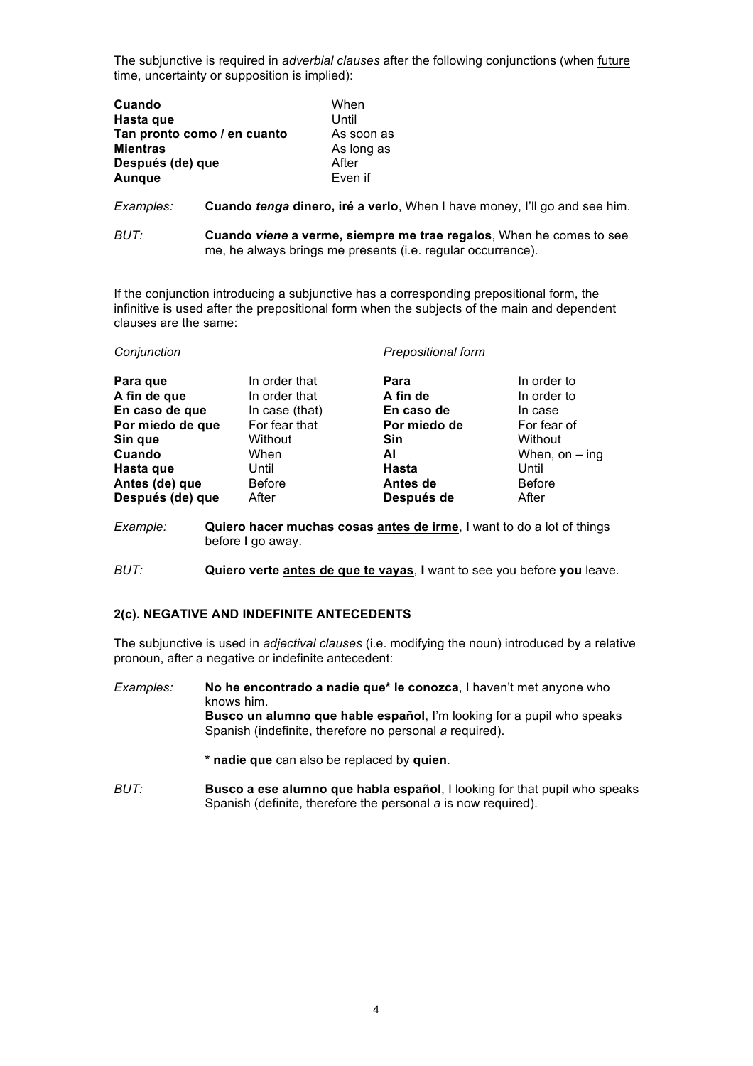The subjunctive is required in *adverbial clauses* after the following conjunctions (when <u>future time, uncertainty or supposition</u> is implied):

| | |
|---|---|
| **Cuando** | When |
| **Hasta que** | Until |
| **Tan pronto como / en cuanto** | As soon as |
| **Mientras** | As long as |
| **Después (de) que** | After |
| **Aunque** | Even if |

*Examples:* **Cuando *tenga* dinero, iré a verlo**, When I have money, I'll go and see him.

*BUT:* **Cuando *viene* a verme, siempre me trae regalos**, When he comes to see me, he always brings me presents (i.e. regular occurrence).

If the conjunction introducing a subjunctive has a corresponding prepositional form, the infinitive is used after the prepositional form when the subjects of the main and dependent clauses are the same:

| *Conjunction* | | *Prepositional form* | |
|---|---|---|---|
| **Para que** | In order that | **Para** | In order to |
| **A fin de que** | In order that | **A fin de** | In order to |
| **En caso de que** | In case (that) | **En caso de** | In case |
| **Por miedo de que** | For fear that | **Por miedo de** | For fear of |
| **Sin que** | Without | **Sin** | Without |
| **Cuando** | When | **Al** | When, on – ing |
| **Hasta que** | Until | **Hasta** | Until |
| **Antes (de) que** | Before | **Antes de** | Before |
| **Después (de) que** | After | **Después de** | After |

*Example:* **Quiero hacer muchas cosas <u>antes de irme</u>**, **I** want to do a lot of things before **I** go away.

*BUT:* **Quiero verte <u>antes de que te vayas</u>**, **I** want to see you before **you** leave.

### 2(c). NEGATIVE AND INDEFINITE ANTECEDENTS

The subjunctive is used in *adjectival clauses* (i.e. modifying the noun) introduced by a relative pronoun, after a negative or indefinite antecedent:

*Examples:* **No he encontrado a nadie que* le conozca**, I haven't met anyone who knows him.
**Busco un alumno que hable español**, I'm looking for a pupil who speaks Spanish (indefinite, therefore no personal *a* required).

**\* nadie que** can also be replaced by **quien**.

*BUT:* **Busco a ese alumno que habla español**, I looking for that pupil who speaks Spanish (definite, therefore the personal *a* is now required).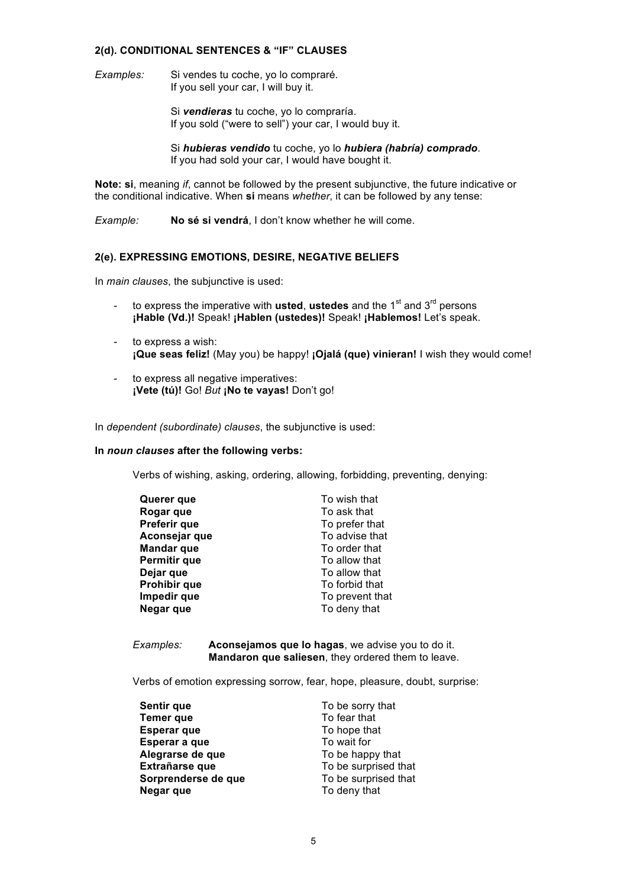### 2(d). CONDITIONAL SENTENCES & "IF" CLAUSES

*Examples:* Si vendes tu coche, yo lo compraré.
If you sell your car, I will buy it.

Si ***vendieras*** tu coche, yo lo compraría.
If you sold ("were to sell") your car, I would buy it.

Si ***hubieras vendido*** tu coche, yo lo ***hubiera (habría) comprado***.
If you had sold your car, I would have bought it.

**Note: si**, meaning *if*, cannot be followed by the present subjunctive, the future indicative or the conditional indicative. When **si** means *whether*, it can be followed by any tense:

*Example:* **No sé si vendrá**, I don't know whether he will come.

### 2(e). EXPRESSING EMOTIONS, DESIRE, NEGATIVE BELIEFS

In *main clauses*, the subjunctive is used:

- to express the imperative with **usted**, **ustedes** and the 1st and 3rd persons
  **¡Hable (Vd.)!** Speak! **¡Hablen (ustedes)!** Speak! **¡Hablemos!** Let's speak.
- to express a wish:
  **¡Que seas feliz!** (May you) be happy! **¡Ojalá (que) vinieran!** I wish they would come!
- to express all negative imperatives:
  **¡Vete (tú)!** Go! *But* **¡No te vayas!** Don't go!

In *dependent (subordinate) clauses*, the subjunctive is used:

**In *noun clauses* after the following verbs:**

Verbs of wishing, asking, ordering, allowing, forbidding, preventing, denying:

| | |
|---|---|
| **Querer que** | To wish that |
| **Rogar que** | To ask that |
| **Preferir que** | To prefer that |
| **Aconsejar que** | To advise that |
| **Mandar que** | To order that |
| **Permitir que** | To allow that |
| **Dejar que** | To allow that |
| **Prohibir que** | To forbid that |
| **Impedir que** | To prevent that |
| **Negar que** | To deny that |

*Examples:* **Aconsejamos que lo hagas**, we advise you to do it.
**Mandaron que saliesen**, they ordered them to leave.

Verbs of emotion expressing sorrow, fear, hope, pleasure, doubt, surprise:

| | |
|---|---|
| **Sentir que** | To be sorry that |
| **Temer que** | To fear that |
| **Esperar que** | To hope that |
| **Esperar a que** | To wait for |
| **Alegrarse de que** | To be happy that |
| **Extrañarse que** | To be surprised that |
| **Sorprenderse de que** | To be surprised that |
| **Negar que** | To deny that |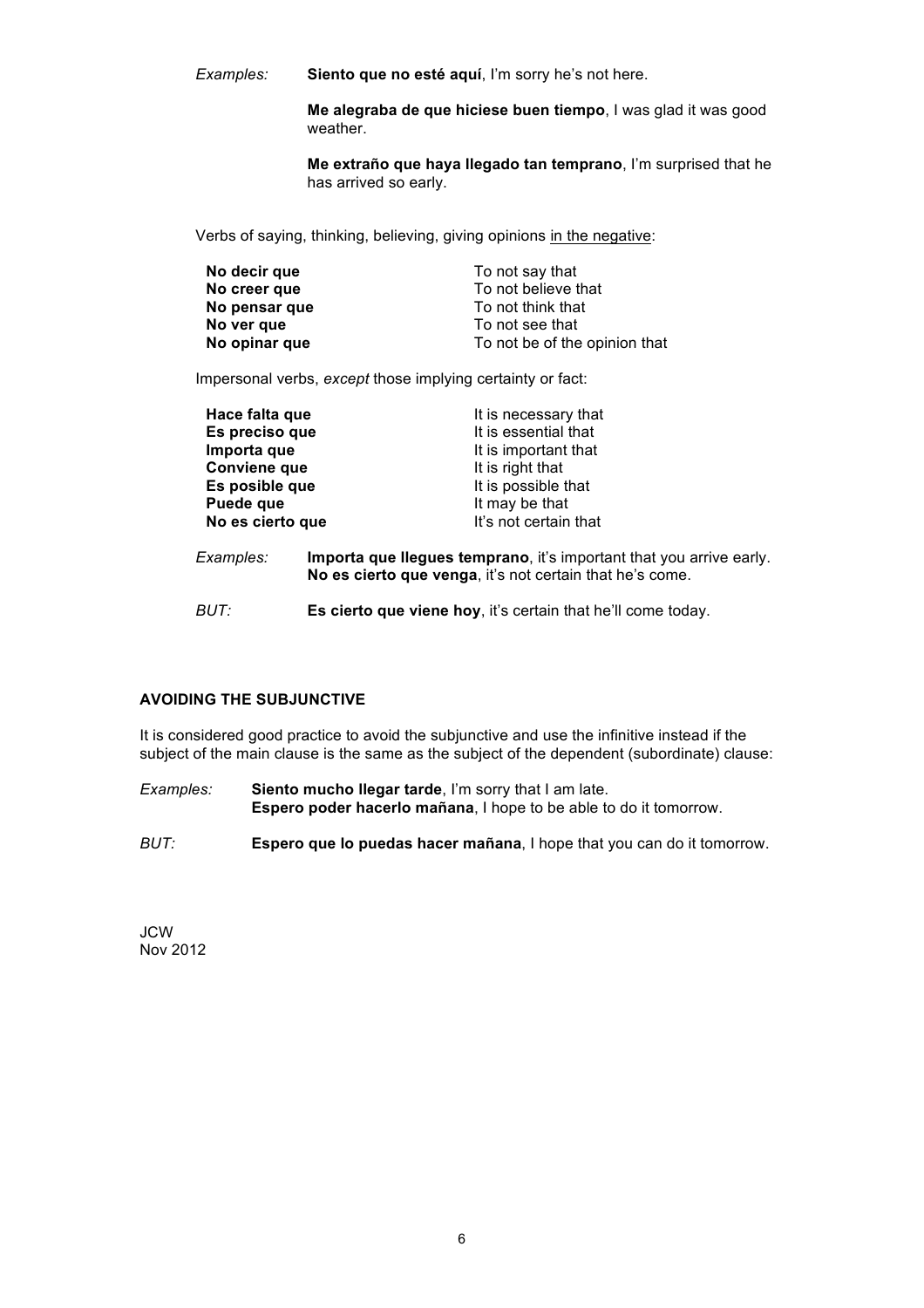*Examples:* **Siento que no esté aquí**, I'm sorry he's not here.

**Me alegraba de que hiciese buen tiempo**, I was glad it was good weather.

**Me extraño que haya llegado tan temprano**, I'm surprised that he has arrived so early.

Verbs of saying, thinking, believing, giving opinions <u>in the negative</u>:

| | |
|---|---|
| **No decir que** | To not say that |
| **No creer que** | To not believe that |
| **No pensar que** | To not think that |
| **No ver que** | To not see that |
| **No opinar que** | To not be of the opinion that |

Impersonal verbs, *except* those implying certainty or fact:

| | |
|---|---|
| **Hace falta que** | It is necessary that |
| **Es preciso que** | It is essential that |
| **Importa que** | It is important that |
| **Conviene que** | It is right that |
| **Es posible que** | It is possible that |
| **Puede que** | It may be that |
| **No es cierto que** | It's not certain that |

*Examples:* **Importa que llegues temprano**, it's important that you arrive early.
**No es cierto que venga**, it's not certain that he's come.

*BUT:* **Es cierto que viene hoy**, it's certain that he'll come today.

**AVOIDING THE SUBJUNCTIVE**

It is considered good practice to avoid the subjunctive and use the infinitive instead if the subject of the main clause is the same as the subject of the dependent (subordinate) clause:

*Examples:* **Siento mucho llegar tarde**, I'm sorry that I am late.
**Espero poder hacerlo mañana**, I hope to be able to do it tomorrow.

*BUT:* **Espero que lo puedas hacer mañana**, I hope that you can do it tomorrow.

JCW
Nov 2012